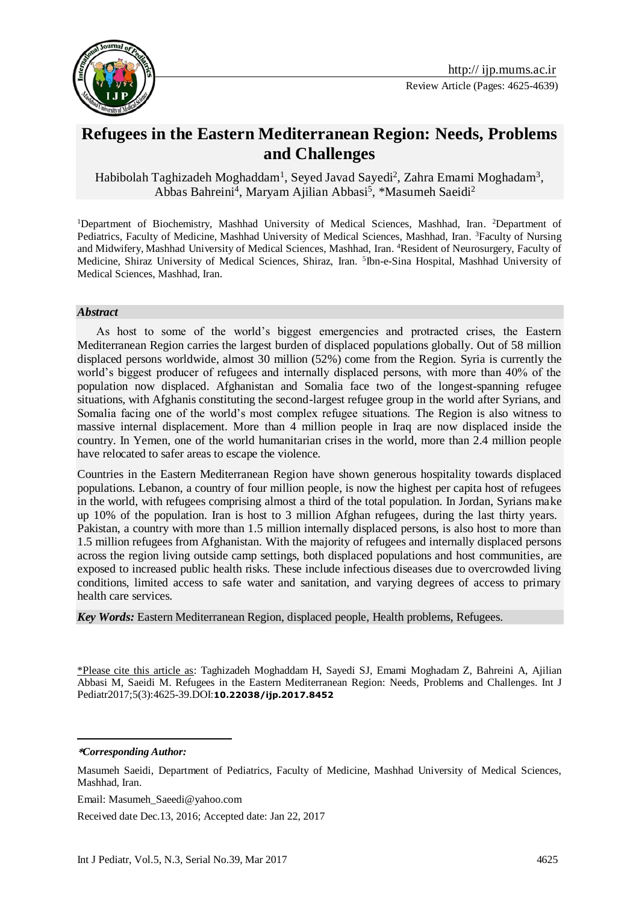Review Article (Pages: 4625-4639)

# Refugees in the Eastern Mediterranean Region: Needs, Problems and Challenges

Habibolah Taghizadeh Moghaddam[1], Seyed Javad Sayedi[2], Zahra Emami Moghadam[3], Abbas Bahreini[4], Maryam Ajilian Abbasi[5], *Masumeh Saeidi[2]

[1]Department of Biochemistry, Mashhad University of Medical Sciences, Mashhad, Iran. [2]Department of Pediatrics, Faculty of Medicine, Mashhad University of Medical Sciences, Mashhad, Iran. [3]Faculty of Nursing and Midwifery, Mashhad University of Medical Sciences, Mashhad, Iran. [4]Resident of Neurosurgery, Faculty of Medicine, Shiraz University of Medical Sciences, Shiraz, Iran. [5]Ibn-e-Sina Hospital, Mashhad University of Medical Sciences, Mashhad, Iran.

### *Abstract*

As host to some of the world's biggest emergencies and protracted crises, the Eastern Mediterranean Region carries the largest burden of displaced populations globally. Out of 58 million displaced persons worldwide, almost 30 million (52%) come from the Region. Syria is currently the world's biggest producer of refugees and internally displaced persons, with more than 40% of the population now displaced. Afghanistan and Somalia face two of the longest-spanning refugee situations, with Afghanis constituting the second-largest refugee group in the world after Syrians, and Somalia facing one of the world's most complex refugee situations. The Region is also witness to massive internal displacement. More than 4 million people in Iraq are now displaced inside the country. In Yemen, one of the world humanitarian crises in the world, more than 2.4 million people have relocated to safer areas to escape the violence.

Countries in the Eastern Mediterranean Region have shown generous hospitality towards displaced populations. Lebanon, a country of four million people, is now the highest per capita host of refugees in the world, with refugees comprising almost a third of the total population. In Jordan, Syrians make up 10% of the population. Iran is host to 3 million Afghan refugees, during the last thirty years. Pakistan, a country with more than 1.5 million internally displaced persons, is also host to more than 1.5 million refugees from Afghanistan. With the majority of refugees and internally displaced persons across the region living outside camp settings, both displaced populations and host communities, are exposed to increased public health risks. These include infectious diseases due to overcrowded living conditions, limited access to safe water and sanitation, and varying degrees of access to primary health care services.

***Key Words:*** Eastern Mediterranean Region, displaced people, Health problems, Refugees.

*Please cite this article as: Taghizadeh Moghaddam H, Sayedi SJ, Emami Moghadam Z, Bahreini A, Ajilian Abbasi M, Saeidi M. Refugees in the Eastern Mediterranean Region: Needs, Problems and Challenges. Int J Pediatr2017;5(3):4625-39.DOI:**10.22038/ijp.2017.8452**

***Corresponding Author:***

Masumeh Saeidi, Department of Pediatrics, Faculty of Medicine, Mashhad University of Medical Sciences, Mashhad, Iran.

Email: Masumeh_Saeedi@yahoo.com

Received date Dec.13, 2016; Accepted date: Jan 22, 2017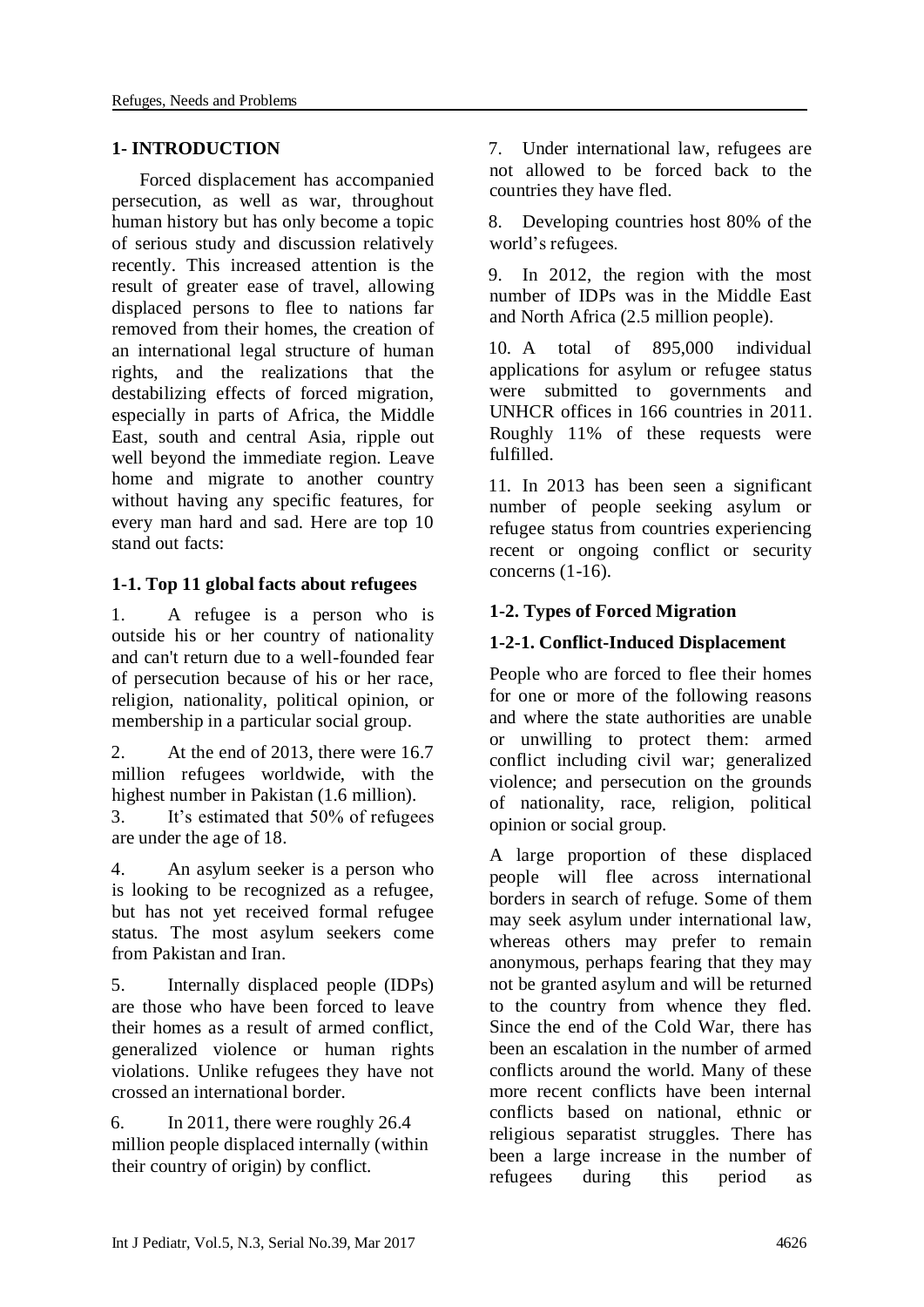## 1- INTRODUCTION

Forced displacement has accompanied persecution, as well as war, throughout human history but has only become a topic of serious study and discussion relatively recently. This increased attention is the result of greater ease of travel, allowing displaced persons to flee to nations far removed from their homes, the creation of an international legal structure of human rights, and the realizations that the destabilizing effects of forced migration, especially in parts of Africa, the Middle East, south and central Asia, ripple out well beyond the immediate region. Leave home and migrate to another country without having any specific features, for every man hard and sad. Here are top 10 stand out facts:

### 1-1. Top 11 global facts about refugees

1. A refugee is a person who is outside his or her country of nationality and can't return due to a well-founded fear of persecution because of his or her race, religion, nationality, political opinion, or membership in a particular social group.
2. At the end of 2013, there were 16.7 million refugees worldwide, with the highest number in Pakistan (1.6 million).
3. It's estimated that 50% of refugees are under the age of 18.
4. An asylum seeker is a person who is looking to be recognized as a refugee, but has not yet received formal refugee status. The most asylum seekers come from Pakistan and Iran.
5. Internally displaced people (IDPs) are those who have been forced to leave their homes as a result of armed conflict, generalized violence or human rights violations. Unlike refugees they have not crossed an international border.
6. In 2011, there were roughly 26.4 million people displaced internally (within their country of origin) by conflict.
7. Under international law, refugees are not allowed to be forced back to the countries they have fled.
8. Developing countries host 80% of the world's refugees.
9. In 2012, the region with the most number of IDPs was in the Middle East and North Africa (2.5 million people).
10. A total of 895,000 individual applications for asylum or refugee status were submitted to governments and UNHCR offices in 166 countries in 2011. Roughly 11% of these requests were fulfilled.
11. In 2013 has been seen a significant number of people seeking asylum or refugee status from countries experiencing recent or ongoing conflict or security concerns (1-16).

### 1-2. Types of Forced Migration

#### 1-2-1. Conflict-Induced Displacement

People who are forced to flee their homes for one or more of the following reasons and where the state authorities are unable or unwilling to protect them: armed conflict including civil war; generalized violence; and persecution on the grounds of nationality, race, religion, political opinion or social group.

A large proportion of these displaced people will flee across international borders in search of refuge. Some of them may seek asylum under international law, whereas others may prefer to remain anonymous, perhaps fearing that they may not be granted asylum and will be returned to the country from whence they fled. Since the end of the Cold War, there has been an escalation in the number of armed conflicts around the world. Many of these more recent conflicts have been internal conflicts based on national, ethnic or religious separatist struggles. There has been a large increase in the number of refugees during this period as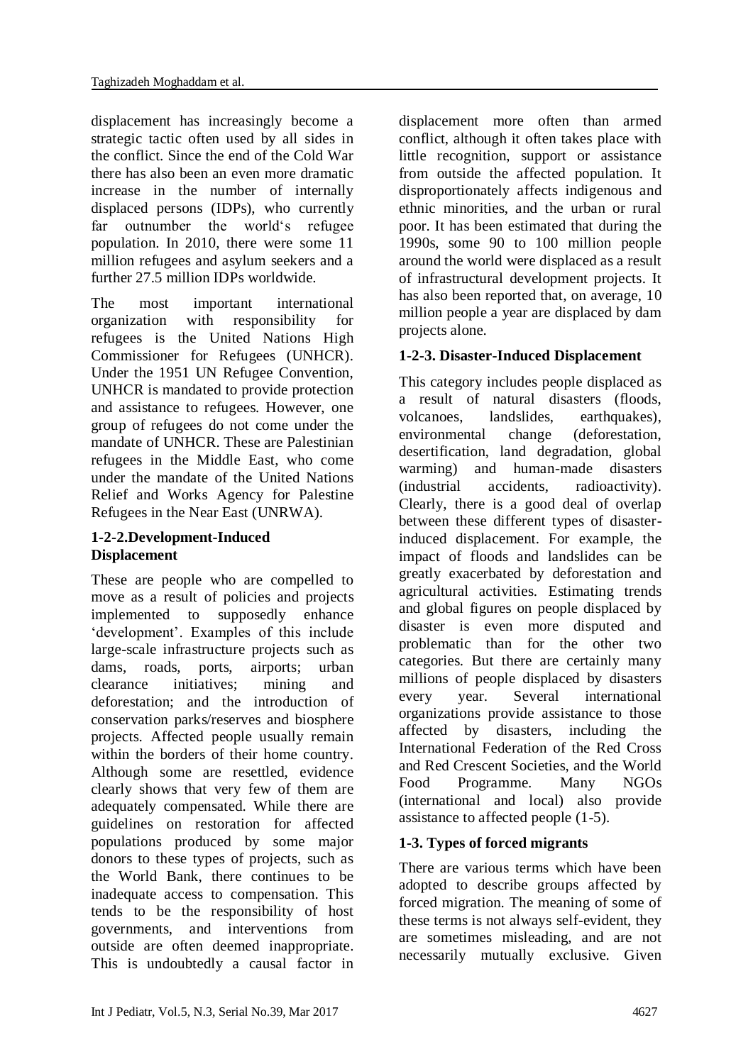displacement has increasingly become a strategic tactic often used by all sides in the conflict. Since the end of the Cold War there has also been an even more dramatic increase in the number of internally displaced persons (IDPs), who currently far outnumber the world's refugee population. In 2010, there were some 11 million refugees and asylum seekers and a further 27.5 million IDPs worldwide.

The most important international organization with responsibility for refugees is the United Nations High Commissioner for Refugees (UNHCR). Under the 1951 UN Refugee Convention, UNHCR is mandated to provide protection and assistance to refugees. However, one group of refugees do not come under the mandate of UNHCR. These are Palestinian refugees in the Middle East, who come under the mandate of the United Nations Relief and Works Agency for Palestine Refugees in the Near East (UNRWA).

### 1-2-2.Development-Induced Displacement

These are people who are compelled to move as a result of policies and projects implemented to supposedly enhance 'development'. Examples of this include large-scale infrastructure projects such as dams, roads, ports, airports; urban clearance initiatives; mining and deforestation; and the introduction of conservation parks/reserves and biosphere projects. Affected people usually remain within the borders of their home country. Although some are resettled, evidence clearly shows that very few of them are adequately compensated. While there are guidelines on restoration for affected populations produced by some major donors to these types of projects, such as the World Bank, there continues to be inadequate access to compensation. This tends to be the responsibility of host governments, and interventions from outside are often deemed inappropriate. This is undoubtedly a causal factor in displacement more often than armed conflict, although it often takes place with little recognition, support or assistance from outside the affected population. It disproportionately affects indigenous and ethnic minorities, and the urban or rural poor. It has been estimated that during the 1990s, some 90 to 100 million people around the world were displaced as a result of infrastructural development projects. It has also been reported that, on average, 10 million people a year are displaced by dam projects alone.

### 1-2-3. Disaster-Induced Displacement

This category includes people displaced as a result of natural disasters (floods, volcanoes, landslides, earthquakes), environmental change (deforestation, desertification, land degradation, global warming) and human-made disasters (industrial accidents, radioactivity). Clearly, there is a good deal of overlap between these different types of disaster-induced displacement. For example, the impact of floods and landslides can be greatly exacerbated by deforestation and agricultural activities. Estimating trends and global figures on people displaced by disaster is even more disputed and problematic than for the other two categories. But there are certainly many millions of people displaced by disasters every year. Several international organizations provide assistance to those affected by disasters, including the International Federation of the Red Cross and Red Crescent Societies, and the World Food Programme. Many NGOs (international and local) also provide assistance to affected people (1-5).

## 1-3. Types of forced migrants

There are various terms which have been adopted to describe groups affected by forced migration. The meaning of some of these terms is not always self-evident, they are sometimes misleading, and are not necessarily mutually exclusive. Given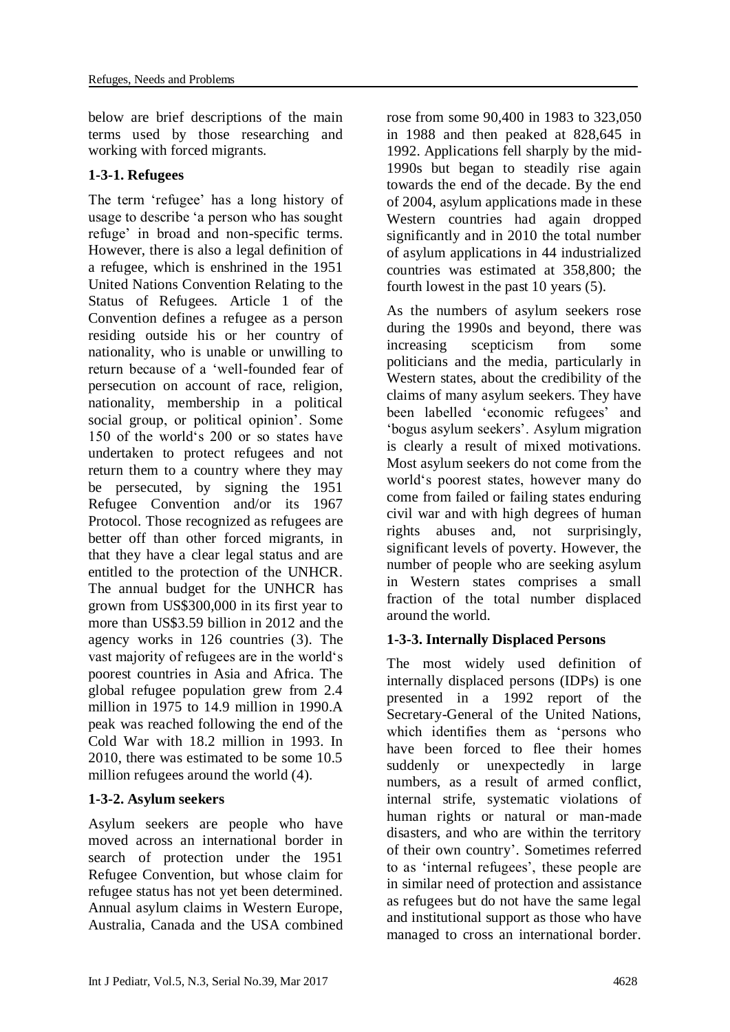below are brief descriptions of the main terms used by those researching and working with forced migrants.

### 1-3-1. Refugees

The term 'refugee' has a long history of usage to describe 'a person who has sought refuge' in broad and non-specific terms. However, there is also a legal definition of a refugee, which is enshrined in the 1951 United Nations Convention Relating to the Status of Refugees. Article 1 of the Convention defines a refugee as a person residing outside his or her country of nationality, who is unable or unwilling to return because of a 'well-founded fear of persecution on account of race, religion, nationality, membership in a political social group, or political opinion'. Some 150 of the world's 200 or so states have undertaken to protect refugees and not return them to a country where they may be persecuted, by signing the 1951 Refugee Convention and/or its 1967 Protocol. Those recognized as refugees are better off than other forced migrants, in that they have a clear legal status and are entitled to the protection of the UNHCR. The annual budget for the UNHCR has grown from US$300,000 in its first year to more than US$3.59 billion in 2012 and the agency works in 126 countries (3). The vast majority of refugees are in the world's poorest countries in Asia and Africa. The global refugee population grew from 2.4 million in 1975 to 14.9 million in 1990.A peak was reached following the end of the Cold War with 18.2 million in 1993. In 2010, there was estimated to be some 10.5 million refugees around the world (4).

### 1-3-2. Asylum seekers

Asylum seekers are people who have moved across an international border in search of protection under the 1951 Refugee Convention, but whose claim for refugee status has not yet been determined. Annual asylum claims in Western Europe, Australia, Canada and the USA combined rose from some 90,400 in 1983 to 323,050 in 1988 and then peaked at 828,645 in 1992. Applications fell sharply by the mid-1990s but began to steadily rise again towards the end of the decade. By the end of 2004, asylum applications made in these Western countries had again dropped significantly and in 2010 the total number of asylum applications in 44 industrialized countries was estimated at 358,800; the fourth lowest in the past 10 years (5).

As the numbers of asylum seekers rose during the 1990s and beyond, there was increasing scepticism from some politicians and the media, particularly in Western states, about the credibility of the claims of many asylum seekers. They have been labelled 'economic refugees' and 'bogus asylum seekers'. Asylum migration is clearly a result of mixed motivations. Most asylum seekers do not come from the world's poorest states, however many do come from failed or failing states enduring civil war and with high degrees of human rights abuses and, not surprisingly, significant levels of poverty. However, the number of people who are seeking asylum in Western states comprises a small fraction of the total number displaced around the world.

### 1-3-3. Internally Displaced Persons

The most widely used definition of internally displaced persons (IDPs) is one presented in a 1992 report of the Secretary-General of the United Nations, which identifies them as 'persons who have been forced to flee their homes suddenly or unexpectedly in large numbers, as a result of armed conflict, internal strife, systematic violations of human rights or natural or man-made disasters, and who are within the territory of their own country'. Sometimes referred to as 'internal refugees', these people are in similar need of protection and assistance as refugees but do not have the same legal and institutional support as those who have managed to cross an international border.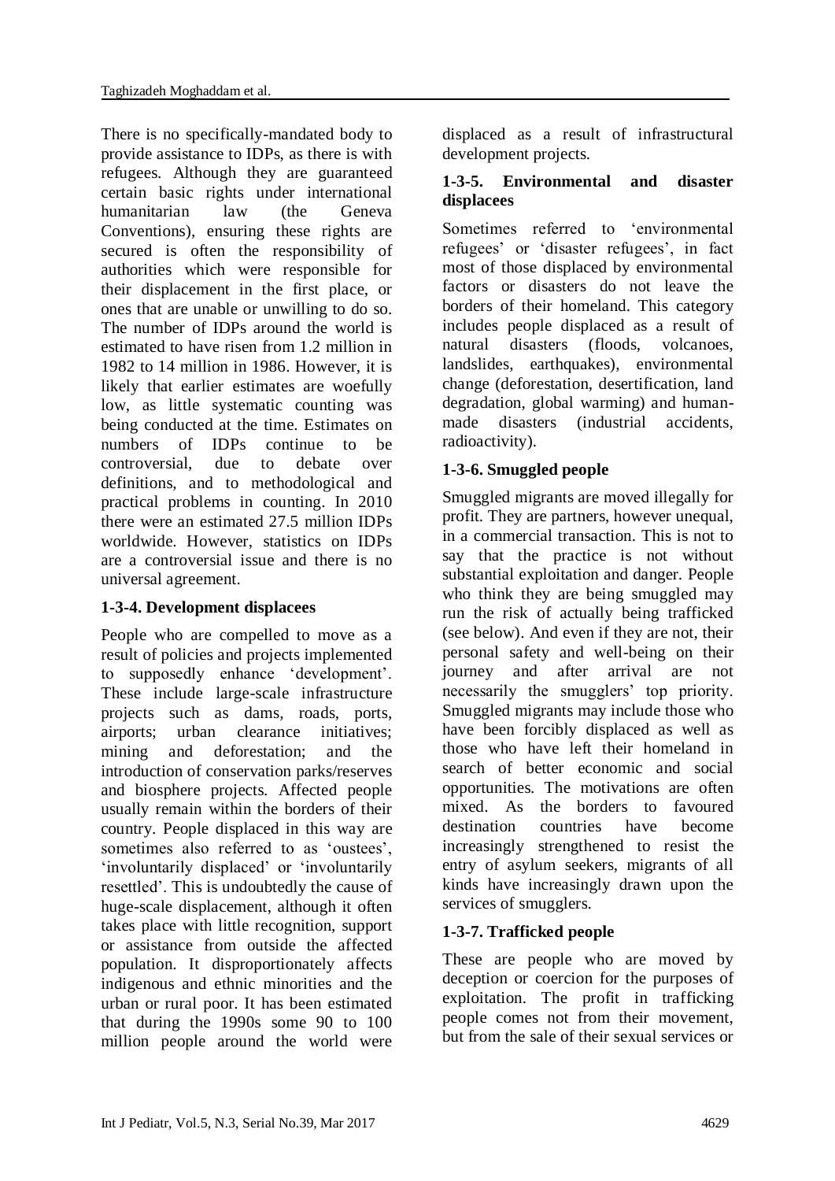There is no specifically-mandated body to provide assistance to IDPs, as there is with refugees. Although they are guaranteed certain basic rights under international humanitarian law (the Geneva Conventions), ensuring these rights are secured is often the responsibility of authorities which were responsible for their displacement in the first place, or ones that are unable or unwilling to do so. The number of IDPs around the world is estimated to have risen from 1.2 million in 1982 to 14 million in 1986. However, it is likely that earlier estimates are woefully low, as little systematic counting was being conducted at the time. Estimates on numbers of IDPs continue to be controversial, due to debate over definitions, and to methodological and practical problems in counting. In 2010 there were an estimated 27.5 million IDPs worldwide. However, statistics on IDPs are a controversial issue and there is no universal agreement.

### 1-3-4. Development displacees

People who are compelled to move as a result of policies and projects implemented to supposedly enhance 'development'. These include large-scale infrastructure projects such as dams, roads, ports, airports; urban clearance initiatives; mining and deforestation; and the introduction of conservation parks/reserves and biosphere projects. Affected people usually remain within the borders of their country. People displaced in this way are sometimes also referred to as 'oustees', 'involuntarily displaced' or 'involuntarily resettled'. This is undoubtedly the cause of huge-scale displacement, although it often takes place with little recognition, support or assistance from outside the affected population. It disproportionately affects indigenous and ethnic minorities and the urban or rural poor. It has been estimated that during the 1990s some 90 to 100 million people around the world were displaced as a result of infrastructural development projects.

### 1-3-5. Environmental and disaster displacees

Sometimes referred to 'environmental refugees' or 'disaster refugees', in fact most of those displaced by environmental factors or disasters do not leave the borders of their homeland. This category includes people displaced as a result of natural disasters (floods, volcanoes, landslides, earthquakes), environmental change (deforestation, desertification, land degradation, global warming) and human-made disasters (industrial accidents, radioactivity).

### 1-3-6. Smuggled people

Smuggled migrants are moved illegally for profit. They are partners, however unequal, in a commercial transaction. This is not to say that the practice is not without substantial exploitation and danger. People who think they are being smuggled may run the risk of actually being trafficked (see below). And even if they are not, their personal safety and well-being on their journey and after arrival are not necessarily the smugglers' top priority. Smuggled migrants may include those who have been forcibly displaced as well as those who have left their homeland in search of better economic and social opportunities. The motivations are often mixed. As the borders to favoured destination countries have become increasingly strengthened to resist the entry of asylum seekers, migrants of all kinds have increasingly drawn upon the services of smugglers.

### 1-3-7. Trafficked people

These are people who are moved by deception or coercion for the purposes of exploitation. The profit in trafficking people comes not from their movement, but from the sale of their sexual services or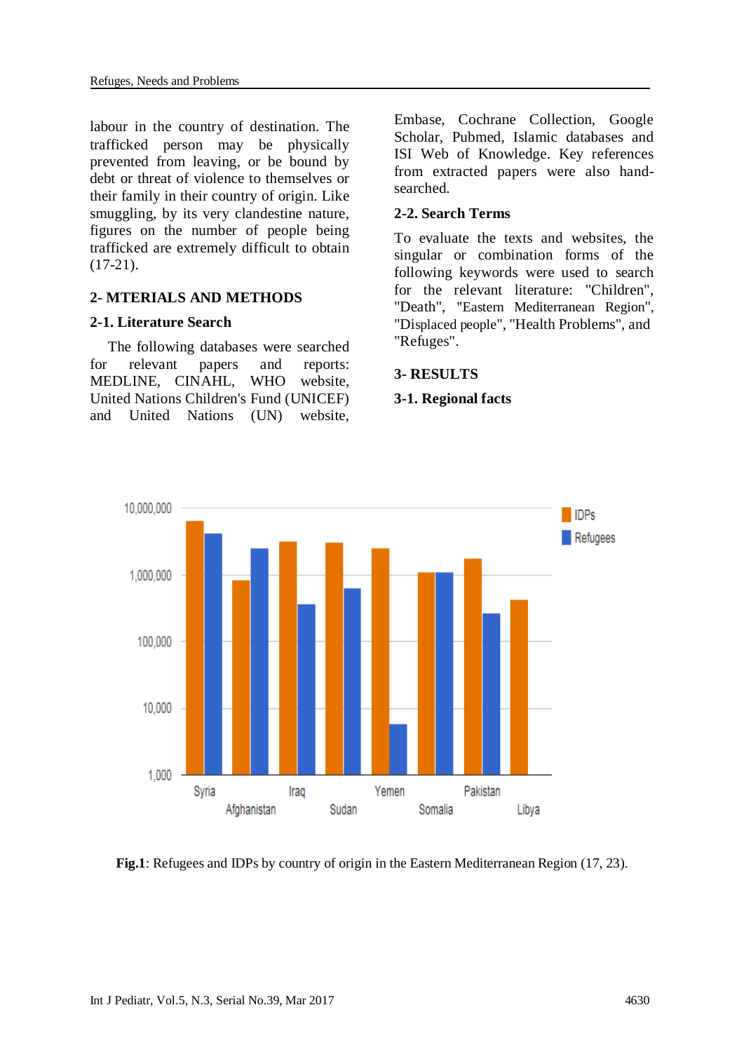labour in the country of destination. The trafficked person may be physically prevented from leaving, or be bound by debt or threat of violence to themselves or their family in their country of origin. Like smuggling, by its very clandestine nature, figures on the number of people being trafficked are extremely difficult to obtain (17-21).

## 2- MTERIALS AND METHODS

### 2-1. Literature Search

The following databases were searched for relevant papers and reports: MEDLINE, CINAHL, WHO website, United Nations Children's Fund (UNICEF) and United Nations (UN) website, Embase, Cochrane Collection, Google Scholar, Pubmed, Islamic databases and ISI Web of Knowledge. Key references from extracted papers were also hand-searched.

### 2-2. Search Terms

To evaluate the texts and websites, the singular or combination forms of the following keywords were used to search for the relevant literature: "Children", "Death", "Eastern Mediterranean Region", "Displaced people", "Health Problems", and "Refuges".

## 3- RESULTS

### 3-1. Regional facts

**Fig.1**: Refugees and IDPs by country of origin in the Eastern Mediterranean Region (17, 23).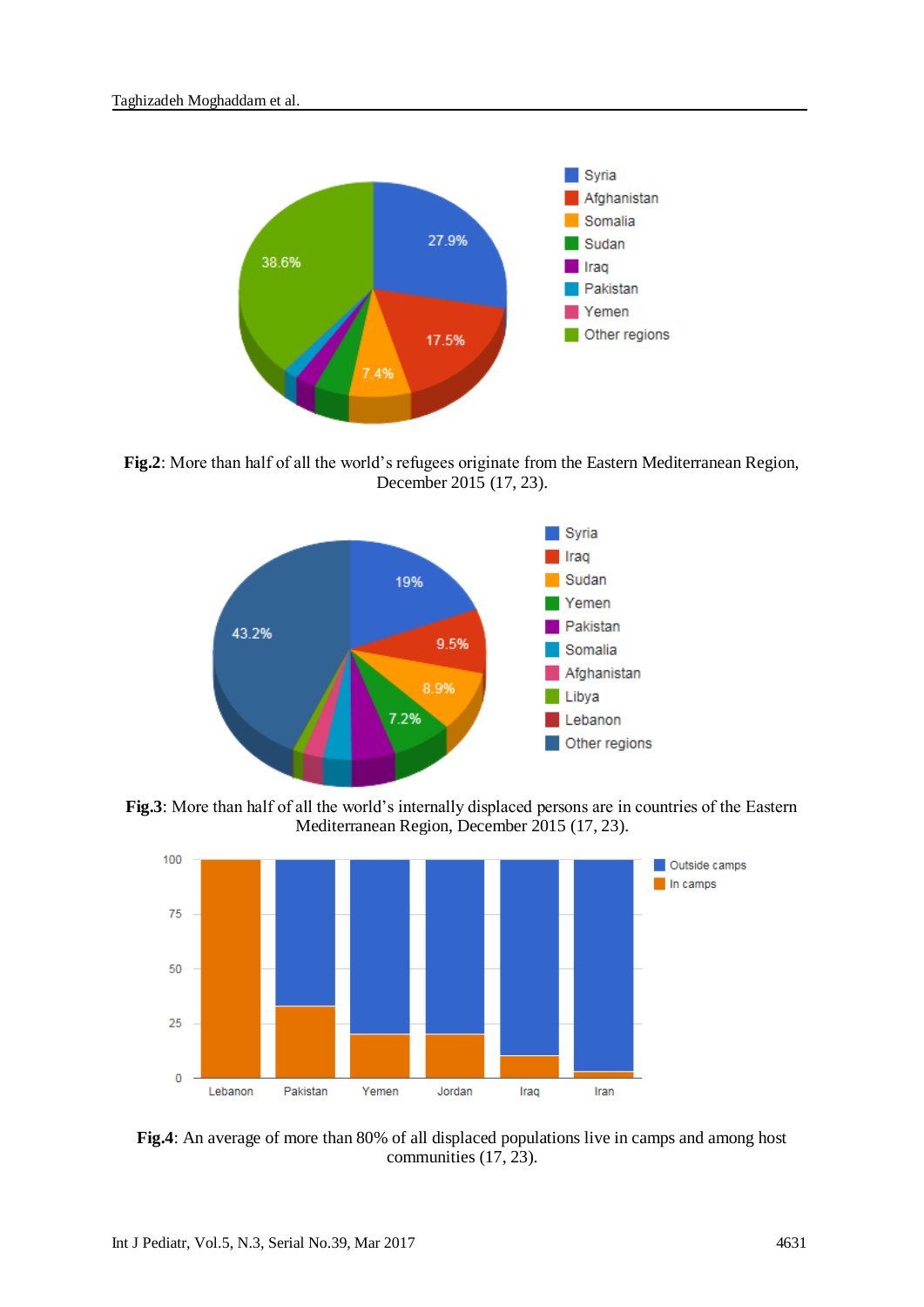**Fig.2**: More than half of all the world's refugees originate from the Eastern Mediterranean Region, December 2015 (17, 23).

**Fig.3**: More than half of all the world's internally displaced persons are in countries of the Eastern Mediterranean Region, December 2015 (17, 23).

**Fig.4**: An average of more than 80% of all displaced populations live in camps and among host communities (17, 23).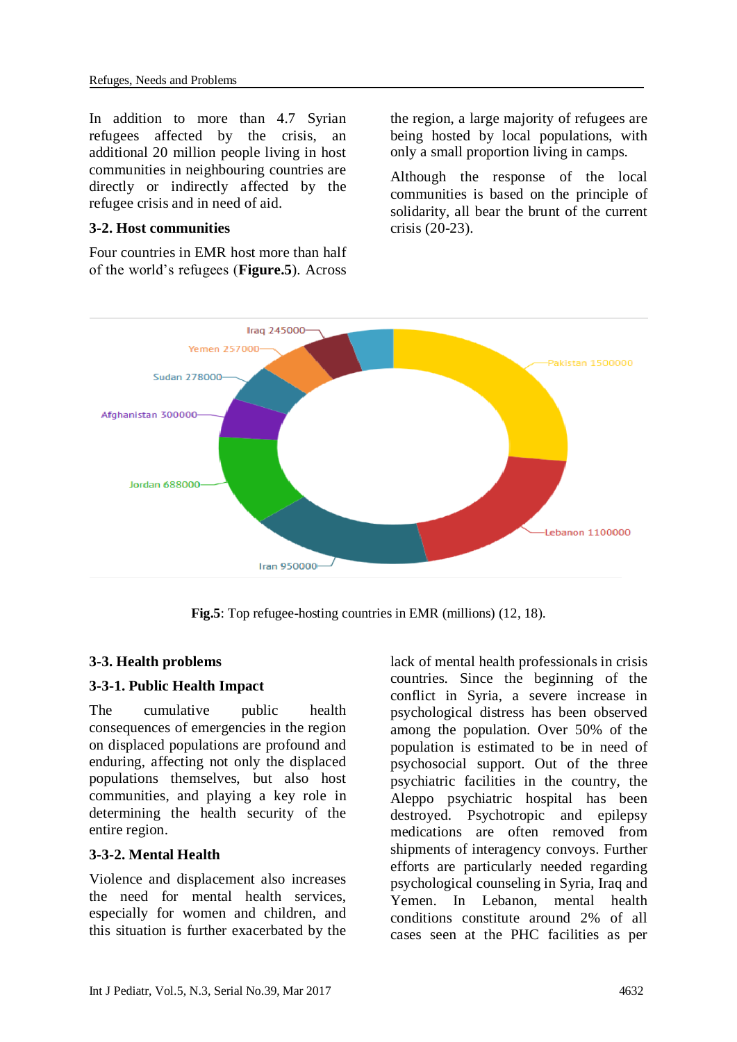In addition to more than 4.7 Syrian refugees affected by the crisis, an additional 20 million people living in host communities in neighbouring countries are directly or indirectly affected by the refugee crisis and in need of aid.

### 3-2. Host communities

Four countries in EMR host more than half of the world's refugees (**Figure.5**). Across the region, a large majority of refugees are being hosted by local populations, with only a small proportion living in camps.

Although the response of the local communities is based on the principle of solidarity, all bear the brunt of the current crisis (20-23).

**Fig.5**: Top refugee-hosting countries in EMR (millions) (12, 18).

### 3-3. Health problems

#### 3-3-1. Public Health Impact

The cumulative public health consequences of emergencies in the region on displaced populations are profound and enduring, affecting not only the displaced populations themselves, but also host communities, and playing a key role in determining the health security of the entire region.

#### 3-3-2. Mental Health

Violence and displacement also increases the need for mental health services, especially for women and children, and this situation is further exacerbated by the lack of mental health professionals in crisis countries. Since the beginning of the conflict in Syria, a severe increase in psychological distress has been observed among the population. Over 50% of the population is estimated to be in need of psychosocial support. Out of the three psychiatric facilities in the country, the Aleppo psychiatric hospital has been destroyed. Psychotropic and epilepsy medications are often removed from shipments of interagency convoys. Further efforts are particularly needed regarding psychological counseling in Syria, Iraq and Yemen. In Lebanon, mental health conditions constitute around 2% of all cases seen at the PHC facilities as per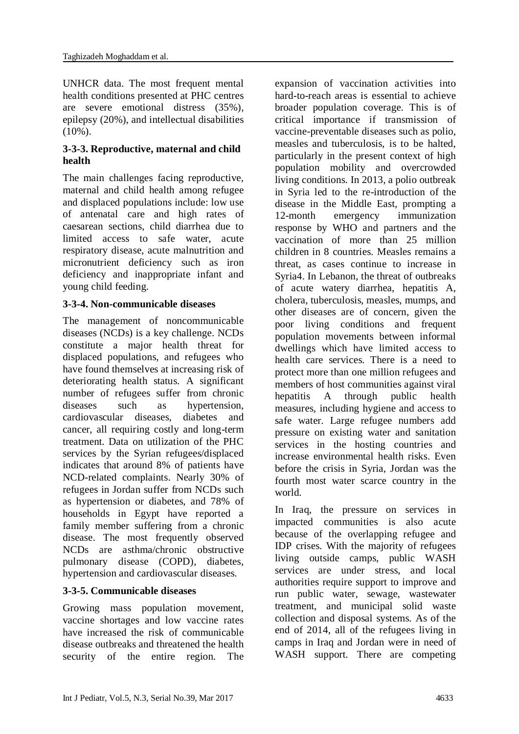UNHCR data. The most frequent mental health conditions presented at PHC centres are severe emotional distress (35%), epilepsy (20%), and intellectual disabilities (10%).

### 3-3-3. Reproductive, maternal and child health

The main challenges facing reproductive, maternal and child health among refugee and displaced populations include: low use of antenatal care and high rates of caesarean sections, child diarrhea due to limited access to safe water, acute respiratory disease, acute malnutrition and micronutrient deficiency such as iron deficiency and inappropriate infant and young child feeding.

### 3-3-4. Non-communicable diseases

The management of noncommunicable diseases (NCDs) is a key challenge. NCDs constitute a major health threat for displaced populations, and refugees who have found themselves at increasing risk of deteriorating health status. A significant number of refugees suffer from chronic diseases such as hypertension, cardiovascular diseases, diabetes and cancer, all requiring costly and long-term treatment. Data on utilization of the PHC services by the Syrian refugees/displaced indicates that around 8% of patients have NCD-related complaints. Nearly 30% of refugees in Jordan suffer from NCDs such as hypertension or diabetes, and 78% of households in Egypt have reported a family member suffering from a chronic disease. The most frequently observed NCDs are asthma/chronic obstructive pulmonary disease (COPD), diabetes, hypertension and cardiovascular diseases.

### 3-3-5. Communicable diseases

Growing mass population movement, vaccine shortages and low vaccine rates have increased the risk of communicable disease outbreaks and threatened the health security of the entire region. The expansion of vaccination activities into hard-to-reach areas is essential to achieve broader population coverage. This is of critical importance if transmission of vaccine-preventable diseases such as polio, measles and tuberculosis, is to be halted, particularly in the present context of high population mobility and overcrowded living conditions. In 2013, a polio outbreak in Syria led to the re-introduction of the disease in the Middle East, prompting a 12-month emergency immunization response by WHO and partners and the vaccination of more than 25 million children in 8 countries. Measles remains a threat, as cases continue to increase in Syria4. In Lebanon, the threat of outbreaks of acute watery diarrhea, hepatitis A, cholera, tuberculosis, measles, mumps, and other diseases are of concern, given the poor living conditions and frequent population movements between informal dwellings which have limited access to health care services. There is a need to protect more than one million refugees and members of host communities against viral hepatitis A through public health measures, including hygiene and access to safe water. Large refugee numbers add pressure on existing water and sanitation services in the hosting countries and increase environmental health risks. Even before the crisis in Syria, Jordan was the fourth most water scarce country in the world.

In Iraq, the pressure on services in impacted communities is also acute because of the overlapping refugee and IDP crises. With the majority of refugees living outside camps, public WASH services are under stress, and local authorities require support to improve and run public water, sewage, wastewater treatment, and municipal solid waste collection and disposal systems. As of the end of 2014, all of the refugees living in camps in Iraq and Jordan were in need of WASH support. There are competing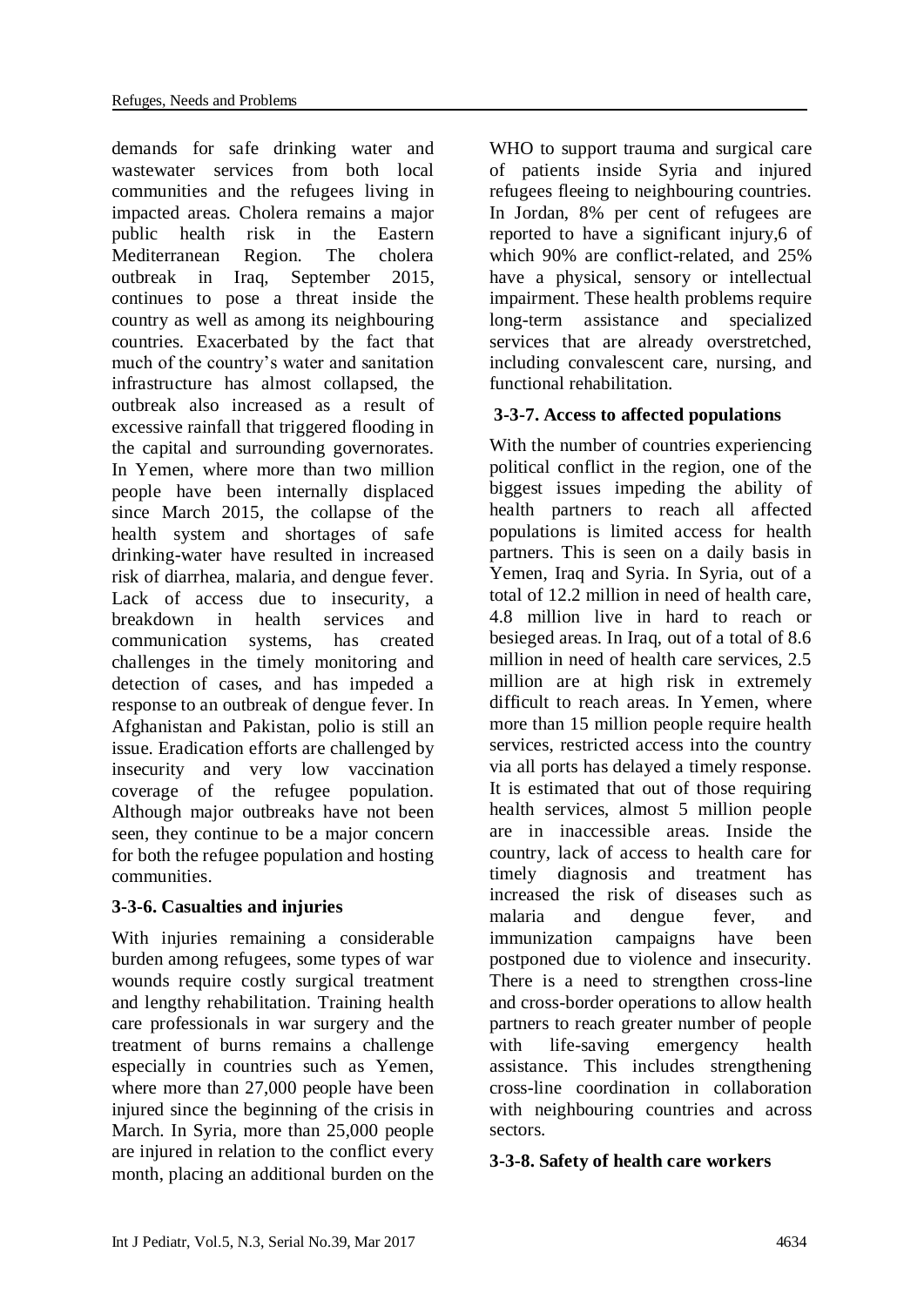demands for safe drinking water and wastewater services from both local communities and the refugees living in impacted areas. Cholera remains a major public health risk in the Eastern Mediterranean Region. The cholera outbreak in Iraq, September 2015, continues to pose a threat inside the country as well as among its neighbouring countries. Exacerbated by the fact that much of the country's water and sanitation infrastructure has almost collapsed, the outbreak also increased as a result of excessive rainfall that triggered flooding in the capital and surrounding governorates. In Yemen, where more than two million people have been internally displaced since March 2015, the collapse of the health system and shortages of safe drinking-water have resulted in increased risk of diarrhea, malaria, and dengue fever. Lack of access due to insecurity, a breakdown in health services and communication systems, has created challenges in the timely monitoring and detection of cases, and has impeded a response to an outbreak of dengue fever. In Afghanistan and Pakistan, polio is still an issue. Eradication efforts are challenged by insecurity and very low vaccination coverage of the refugee population. Although major outbreaks have not been seen, they continue to be a major concern for both the refugee population and hosting communities.

### 3-3-6. Casualties and injuries

With injuries remaining a considerable burden among refugees, some types of war wounds require costly surgical treatment and lengthy rehabilitation. Training health care professionals in war surgery and the treatment of burns remains a challenge especially in countries such as Yemen, where more than 27,000 people have been injured since the beginning of the crisis in March. In Syria, more than 25,000 people are injured in relation to the conflict every month, placing an additional burden on the WHO to support trauma and surgical care of patients inside Syria and injured refugees fleeing to neighbouring countries. In Jordan, 8% per cent of refugees are reported to have a significant injury,6 of which 90% are conflict-related, and 25% have a physical, sensory or intellectual impairment. These health problems require long-term assistance and specialized services that are already overstretched, including convalescent care, nursing, and functional rehabilitation.

### 3-3-7. Access to affected populations

With the number of countries experiencing political conflict in the region, one of the biggest issues impeding the ability of health partners to reach all affected populations is limited access for health partners. This is seen on a daily basis in Yemen, Iraq and Syria. In Syria, out of a total of 12.2 million in need of health care, 4.8 million live in hard to reach or besieged areas. In Iraq, out of a total of 8.6 million in need of health care services, 2.5 million are at high risk in extremely difficult to reach areas. In Yemen, where more than 15 million people require health services, restricted access into the country via all ports has delayed a timely response. It is estimated that out of those requiring health services, almost 5 million people are in inaccessible areas. Inside the country, lack of access to health care for timely diagnosis and treatment has increased the risk of diseases such as malaria and dengue fever, and immunization campaigns have been postponed due to violence and insecurity. There is a need to strengthen cross-line and cross-border operations to allow health partners to reach greater number of people with life-saving emergency health assistance. This includes strengthening cross-line coordination in collaboration with neighbouring countries and across sectors.

### 3-3-8. Safety of health care workers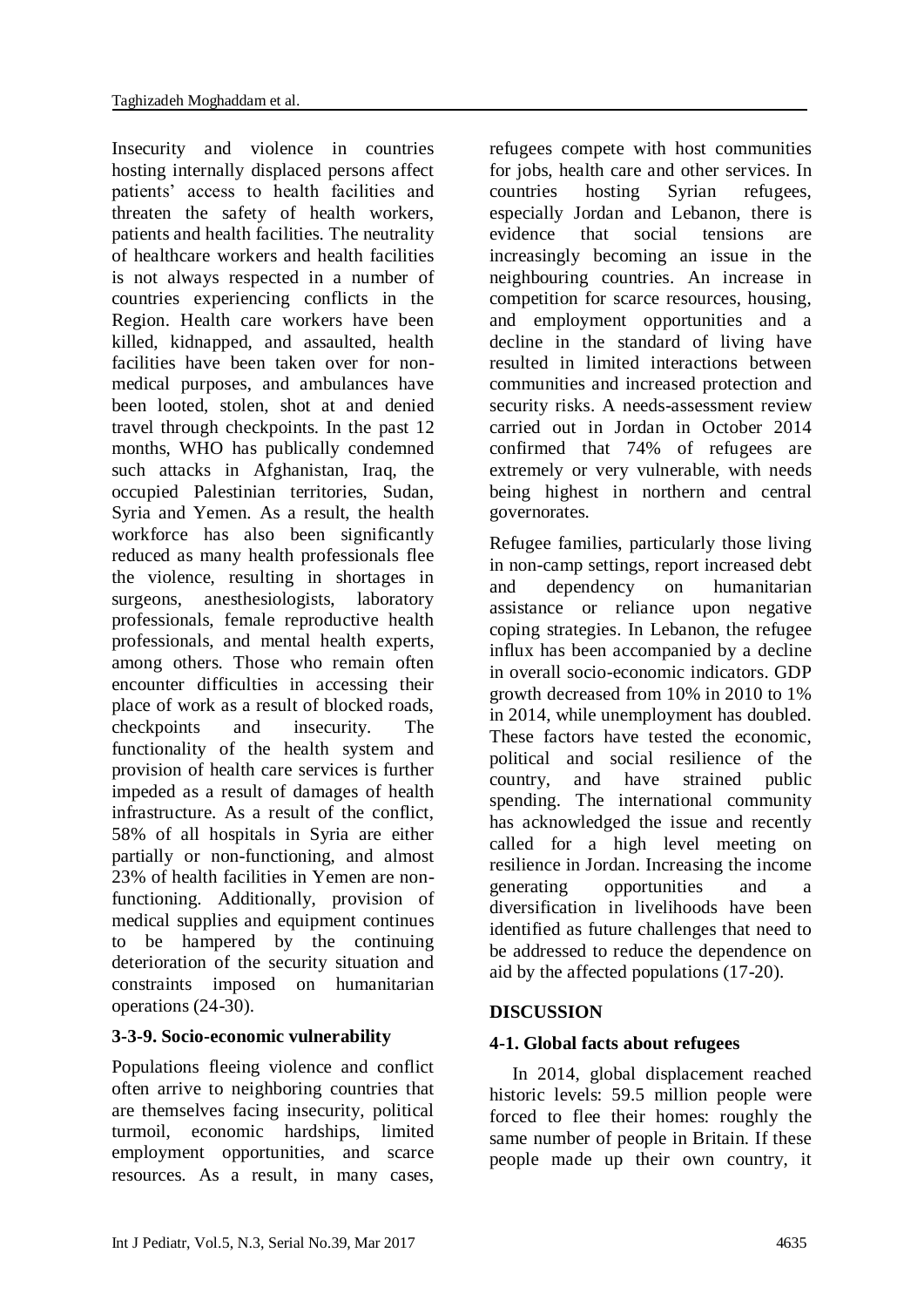Insecurity and violence in countries hosting internally displaced persons affect patients' access to health facilities and threaten the safety of health workers, patients and health facilities. The neutrality of healthcare workers and health facilities is not always respected in a number of countries experiencing conflicts in the Region. Health care workers have been killed, kidnapped, and assaulted, health facilities have been taken over for non-medical purposes, and ambulances have been looted, stolen, shot at and denied travel through checkpoints. In the past 12 months, WHO has publically condemned such attacks in Afghanistan, Iraq, the occupied Palestinian territories, Sudan, Syria and Yemen. As a result, the health workforce has also been significantly reduced as many health professionals flee the violence, resulting in shortages in surgeons, anesthesiologists, laboratory professionals, female reproductive health professionals, and mental health experts, among others. Those who remain often encounter difficulties in accessing their place of work as a result of blocked roads, checkpoints and insecurity. The functionality of the health system and provision of health care services is further impeded as a result of damages of health infrastructure. As a result of the conflict, 58% of all hospitals in Syria are either partially or non-functioning, and almost 23% of health facilities in Yemen are non-functioning. Additionally, provision of medical supplies and equipment continues to be hampered by the continuing deterioration of the security situation and constraints imposed on humanitarian operations (24-30).

#### 3-3-9. Socio-economic vulnerability

Populations fleeing violence and conflict often arrive to neighboring countries that are themselves facing insecurity, political turmoil, economic hardships, limited employment opportunities, and scarce resources. As a result, in many cases, refugees compete with host communities for jobs, health care and other services. In countries hosting Syrian refugees, especially Jordan and Lebanon, there is evidence that social tensions are increasingly becoming an issue in the neighbouring countries. An increase in competition for scarce resources, housing, and employment opportunities and a decline in the standard of living have resulted in limited interactions between communities and increased protection and security risks. A needs-assessment review carried out in Jordan in October 2014 confirmed that 74% of refugees are extremely or very vulnerable, with needs being highest in northern and central governorates.

Refugee families, particularly those living in non-camp settings, report increased debt and dependency on humanitarian assistance or reliance upon negative coping strategies. In Lebanon, the refugee influx has been accompanied by a decline in overall socio-economic indicators. GDP growth decreased from 10% in 2010 to 1% in 2014, while unemployment has doubled. These factors have tested the economic, political and social resilience of the country, and have strained public spending. The international community has acknowledged the issue and recently called for a high level meeting on resilience in Jordan. Increasing the income generating opportunities and a diversification in livelihoods have been identified as future challenges that need to be addressed to reduce the dependence on aid by the affected populations (17-20).

## DISCUSSION

### 4-1. Global facts about refugees

In 2014, global displacement reached historic levels: 59.5 million people were forced to flee their homes: roughly the same number of people in Britain. If these people made up their own country, it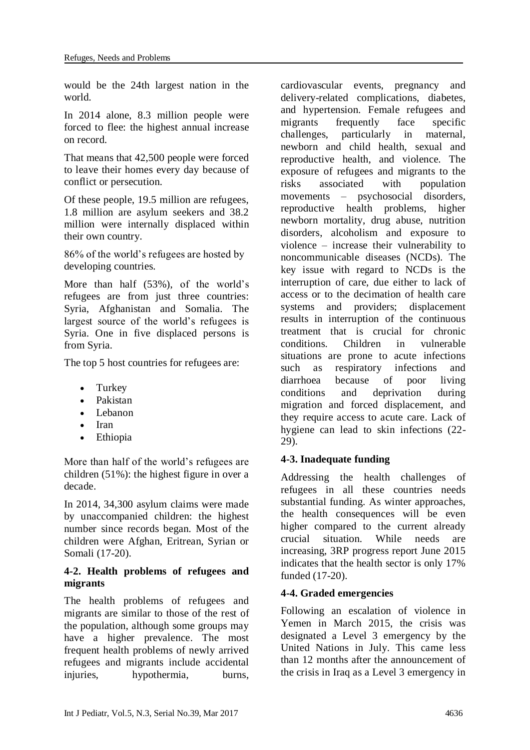would be the 24th largest nation in the world.

In 2014 alone, 8.3 million people were forced to flee: the highest annual increase on record.

That means that 42,500 people were forced to leave their homes every day because of conflict or persecution.

Of these people, 19.5 million are refugees, 1.8 million are asylum seekers and 38.2 million were internally displaced within their own country.

86% of the world's refugees are hosted by developing countries.

More than half (53%), of the world's refugees are from just three countries: Syria, Afghanistan and Somalia. The largest source of the world's refugees is Syria. One in five displaced persons is from Syria.

The top 5 host countries for refugees are:

- Turkey
- Pakistan
- Lebanon
- Iran
- Ethiopia

More than half of the world's refugees are children (51%): the highest figure in over a decade.

In 2014, 34,300 asylum claims were made by unaccompanied children: the highest number since records began. Most of the children were Afghan, Eritrean, Syrian or Somali (17-20).

### 4-2. Health problems of refugees and migrants

The health problems of refugees and migrants are similar to those of the rest of the population, although some groups may have a higher prevalence. The most frequent health problems of newly arrived refugees and migrants include accidental injuries, hypothermia, burns, cardiovascular events, pregnancy and delivery-related complications, diabetes, and hypertension. Female refugees and migrants frequently face specific challenges, particularly in maternal, newborn and child health, sexual and reproductive health, and violence. The exposure of refugees and migrants to the risks associated with population movements – psychosocial disorders, reproductive health problems, higher newborn mortality, drug abuse, nutrition disorders, alcoholism and exposure to violence – increase their vulnerability to noncommunicable diseases (NCDs). The key issue with regard to NCDs is the interruption of care, due either to lack of access or to the decimation of health care systems and providers; displacement results in interruption of the continuous treatment that is crucial for chronic conditions. Children in vulnerable situations are prone to acute infections such as respiratory infections and diarrhoea because of poor living conditions and deprivation during migration and forced displacement, and they require access to acute care. Lack of hygiene can lead to skin infections (22-29).

### 4-3. Inadequate funding

Addressing the health challenges of refugees in all these countries needs substantial funding. As winter approaches, the health consequences will be even higher compared to the current already crucial situation. While needs are increasing, 3RP progress report June 2015 indicates that the health sector is only 17% funded (17-20).

### 4-4. Graded emergencies

Following an escalation of violence in Yemen in March 2015, the crisis was designated a Level 3 emergency by the United Nations in July. This came less than 12 months after the announcement of the crisis in Iraq as a Level 3 emergency in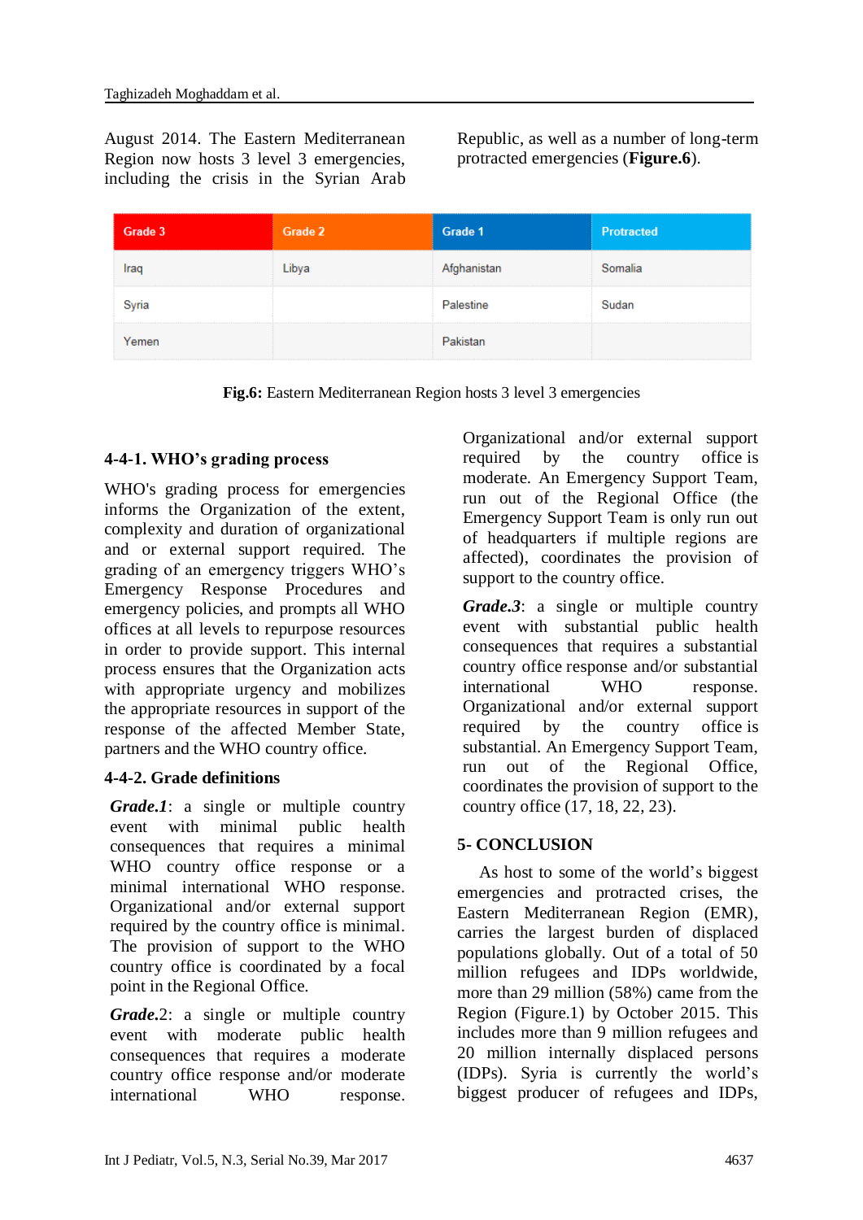August 2014. The Eastern Mediterranean Region now hosts 3 level 3 emergencies, including the crisis in the Syrian Arab Republic, as well as a number of long-term protracted emergencies (**Figure.6**).

| Grade 3 | Grade 2 | Grade 1 | Protracted |
|---|---|---|---|
| Iraq | Libya | Afghanistan | Somalia |
| Syria | | Palestine | Sudan |
| Yemen | | Pakistan | |

**Fig.6:** Eastern Mediterranean Region hosts 3 level 3 emergencies

### 4-4-1. WHO's grading process

WHO's grading process for emergencies informs the Organization of the extent, complexity and duration of organizational and or external support required. The grading of an emergency triggers WHO's Emergency Response Procedures and emergency policies, and prompts all WHO offices at all levels to repurpose resources in order to provide support. This internal process ensures that the Organization acts with appropriate urgency and mobilizes the appropriate resources in support of the response of the affected Member State, partners and the WHO country office.

### 4-4-2. Grade definitions

***Grade.1***: a single or multiple country event with minimal public health consequences that requires a minimal WHO country office response or a minimal international WHO response. Organizational and/or external support required by the country office is minimal. The provision of support to the WHO country office is coordinated by a focal point in the Regional Office.

***Grade.***2: a single or multiple country event with moderate public health consequences that requires a moderate country office response and/or moderate international WHO response. Organizational and/or external support required by the country office is moderate. An Emergency Support Team, run out of the Regional Office (the Emergency Support Team is only run out of headquarters if multiple regions are affected), coordinates the provision of support to the country office.

***Grade.3***: a single or multiple country event with substantial public health consequences that requires a substantial country office response and/or substantial international WHO response. Organizational and/or external support required by the country office is substantial. An Emergency Support Team, run out of the Regional Office, coordinates the provision of support to the country office (17, 18, 22, 23).

## 5- CONCLUSION

As host to some of the world's biggest emergencies and protracted crises, the Eastern Mediterranean Region (EMR), carries the largest burden of displaced populations globally. Out of a total of 50 million refugees and IDPs worldwide, more than 29 million (58%) came from the Region (Figure.1) by October 2015. This includes more than 9 million refugees and 20 million internally displaced persons (IDPs). Syria is currently the world's biggest producer of refugees and IDPs,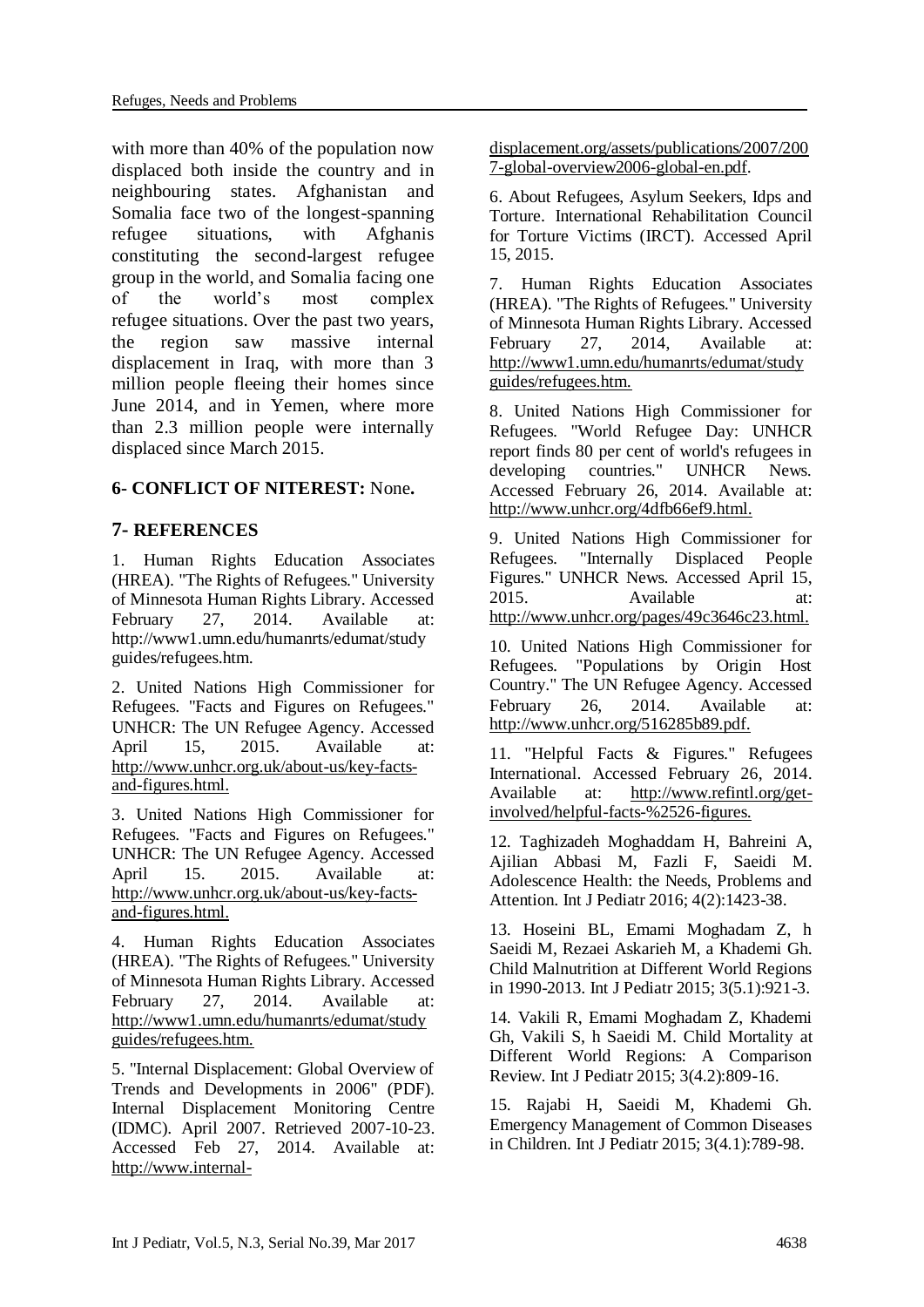with more than 40% of the population now displaced both inside the country and in neighbouring states. Afghanistan and Somalia face two of the longest-spanning refugee situations, with Afghanis constituting the second-largest refugee group in the world, and Somalia facing one of the world's most complex refugee situations. Over the past two years, the region saw massive internal displacement in Iraq, with more than 3 million people fleeing their homes since June 2014, and in Yemen, where more than 2.3 million people were internally displaced since March 2015.

## 6- CONFLICT OF NITEREST: None.

## 7- REFERENCES

1. Human Rights Education Associates (HREA). "The Rights of Refugees." University of Minnesota Human Rights Library. Accessed February 27, 2014. Available at: http://www1.umn.edu/humanrts/edumat/studyguides/refugees.htm.

2. United Nations High Commissioner for Refugees. "Facts and Figures on Refugees." UNHCR: The UN Refugee Agency. Accessed April 15, 2015. Available at: http://www.unhcr.org.uk/about-us/key-facts-and-figures.html.

3. United Nations High Commissioner for Refugees. "Facts and Figures on Refugees." UNHCR: The UN Refugee Agency. Accessed April 15. 2015. Available at: http://www.unhcr.org.uk/about-us/key-facts-and-figures.html.

4. Human Rights Education Associates (HREA). "The Rights of Refugees." University of Minnesota Human Rights Library. Accessed February 27, 2014. Available at: http://www1.umn.edu/humanrts/edumat/studyguides/refugees.htm.

5. "Internal Displacement: Global Overview of Trends and Developments in 2006" (PDF). Internal Displacement Monitoring Centre (IDMC). April 2007. Retrieved 2007-10-23. Accessed Feb 27, 2014. Available at: http://www.internal-displacement.org/assets/publications/2007/2007-global-overview2006-global-en.pdf.

6. About Refugees, Asylum Seekers, Idps and Torture. International Rehabilitation Council for Torture Victims (IRCT). Accessed April 15, 2015.

7. Human Rights Education Associates (HREA). "The Rights of Refugees." University of Minnesota Human Rights Library. Accessed February 27, 2014, Available at: http://www1.umn.edu/humanrts/edumat/studyguides/refugees.htm.

8. United Nations High Commissioner for Refugees. "World Refugee Day: UNHCR report finds 80 per cent of world's refugees in developing countries." UNHCR News. Accessed February 26, 2014. Available at: http://www.unhcr.org/4dfb66ef9.html.

9. United Nations High Commissioner for Refugees. "Internally Displaced People Figures." UNHCR News. Accessed April 15, 2015. Available at: http://www.unhcr.org/pages/49c3646c23.html.

10. United Nations High Commissioner for Refugees. "Populations by Origin Host Country." The UN Refugee Agency. Accessed February 26, 2014. Available at: http://www.unhcr.org/516285b89.pdf.

11. "Helpful Facts & Figures." Refugees International. Accessed February 26, 2014. Available at: http://www.refintl.org/get-involved/helpful-facts-%2526-figures.

12. Taghizadeh Moghaddam H, Bahreini A, Ajilian Abbasi M, Fazli F, Saeidi M. Adolescence Health: the Needs, Problems and Attention. Int J Pediatr 2016; 4(2):1423-38.

13. Hoseini BL, Emami Moghadam Z, h Saeidi M, Rezaei Askarieh M, a Khademi Gh. Child Malnutrition at Different World Regions in 1990-2013. Int J Pediatr 2015; 3(5.1):921-3.

14. Vakili R, Emami Moghadam Z, Khademi Gh, Vakili S, h Saeidi M. Child Mortality at Different World Regions: A Comparison Review. Int J Pediatr 2015; 3(4.2):809-16.

15. Rajabi H, Saeidi M, Khademi Gh. Emergency Management of Common Diseases in Children. Int J Pediatr 2015; 3(4.1):789-98.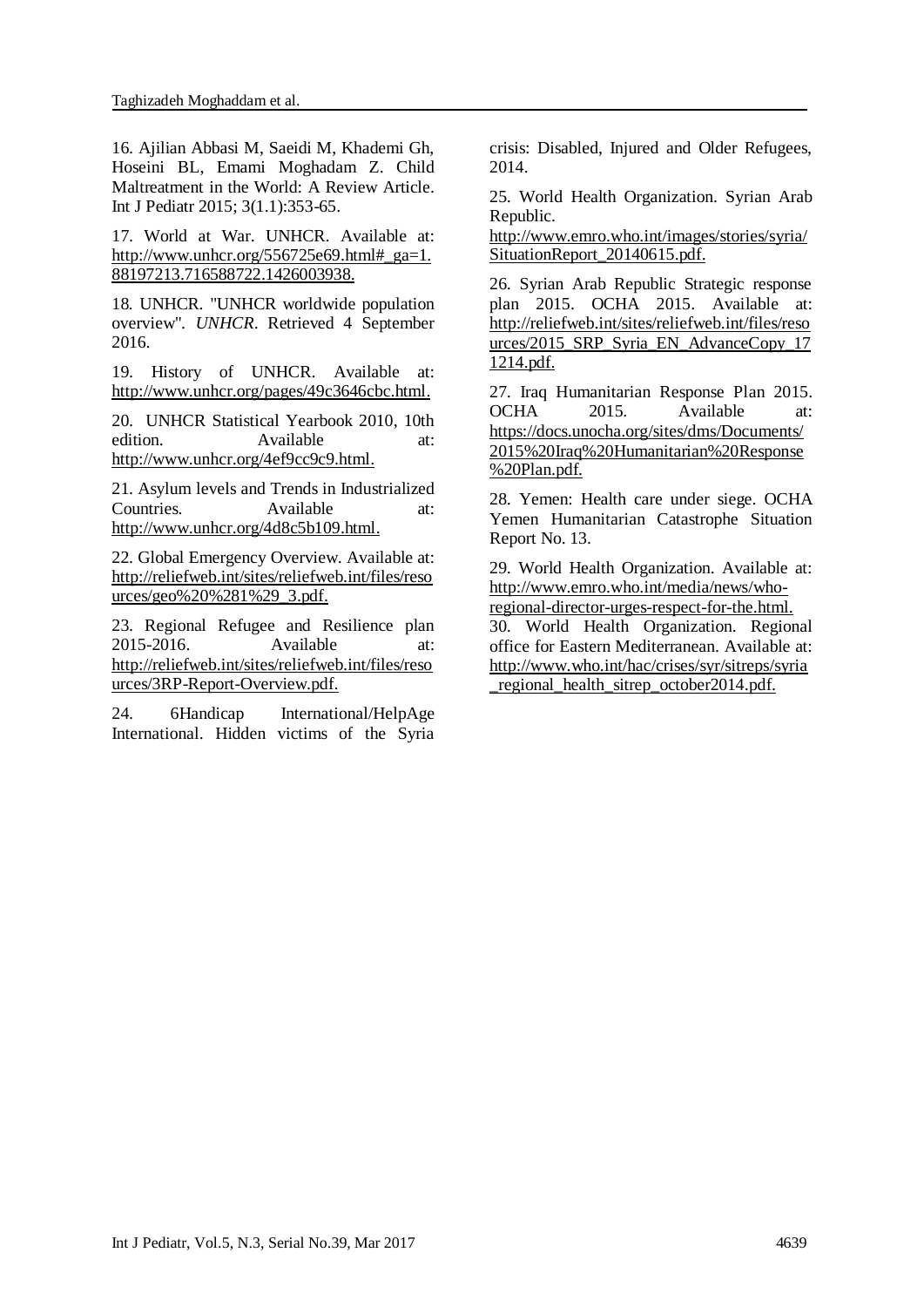16. Ajilian Abbasi M, Saeidi M, Khademi Gh, Hoseini BL, Emami Moghadam Z. Child Maltreatment in the World: A Review Article. Int J Pediatr 2015; 3(1.1):353-65.

17. World at War. UNHCR. Available at: http://www.unhcr.org/556725e69.html#_ga=1.88197213.716588722.1426003938.

18. UNHCR. "UNHCR worldwide population overview". *UNHCR*. Retrieved 4 September 2016.

19. History of UNHCR. Available at: http://www.unhcr.org/pages/49c3646cbc.html.

20. UNHCR Statistical Yearbook 2010, 10th edition. Available at: http://www.unhcr.org/4ef9cc9c9.html.

21. Asylum levels and Trends in Industrialized Countries. Available at: http://www.unhcr.org/4d8c5b109.html.

22. Global Emergency Overview. Available at: http://reliefweb.int/sites/reliefweb.int/files/resources/geo%20%281%29_3.pdf.

23. Regional Refugee and Resilience plan 2015-2016. Available at: http://reliefweb.int/sites/reliefweb.int/files/resources/3RP-Report-Overview.pdf.

24. 6Handicap International/HelpAge International. Hidden victims of the Syria crisis: Disabled, Injured and Older Refugees, 2014.

25. World Health Organization. Syrian Arab Republic. http://www.emro.who.int/images/stories/syria/SituationReport_20140615.pdf.

26. Syrian Arab Republic Strategic response plan 2015. OCHA 2015. Available at: http://reliefweb.int/sites/reliefweb.int/files/resources/2015_SRP_Syria_EN_AdvanceCopy_171214.pdf.

27. Iraq Humanitarian Response Plan 2015. OCHA 2015. Available at: https://docs.unocha.org/sites/dms/Documents/2015%20Iraq%20Humanitarian%20Response%20Plan.pdf.

28. Yemen: Health care under siege. OCHA Yemen Humanitarian Catastrophe Situation Report No. 13.

29. World Health Organization. Available at: http://www.emro.who.int/media/news/who-regional-director-urges-respect-for-the.html.

30. World Health Organization. Regional office for Eastern Mediterranean. Available at: http://www.who.int/hac/crises/syr/sitreps/syria_regional_health_sitrep_october2014.pdf.